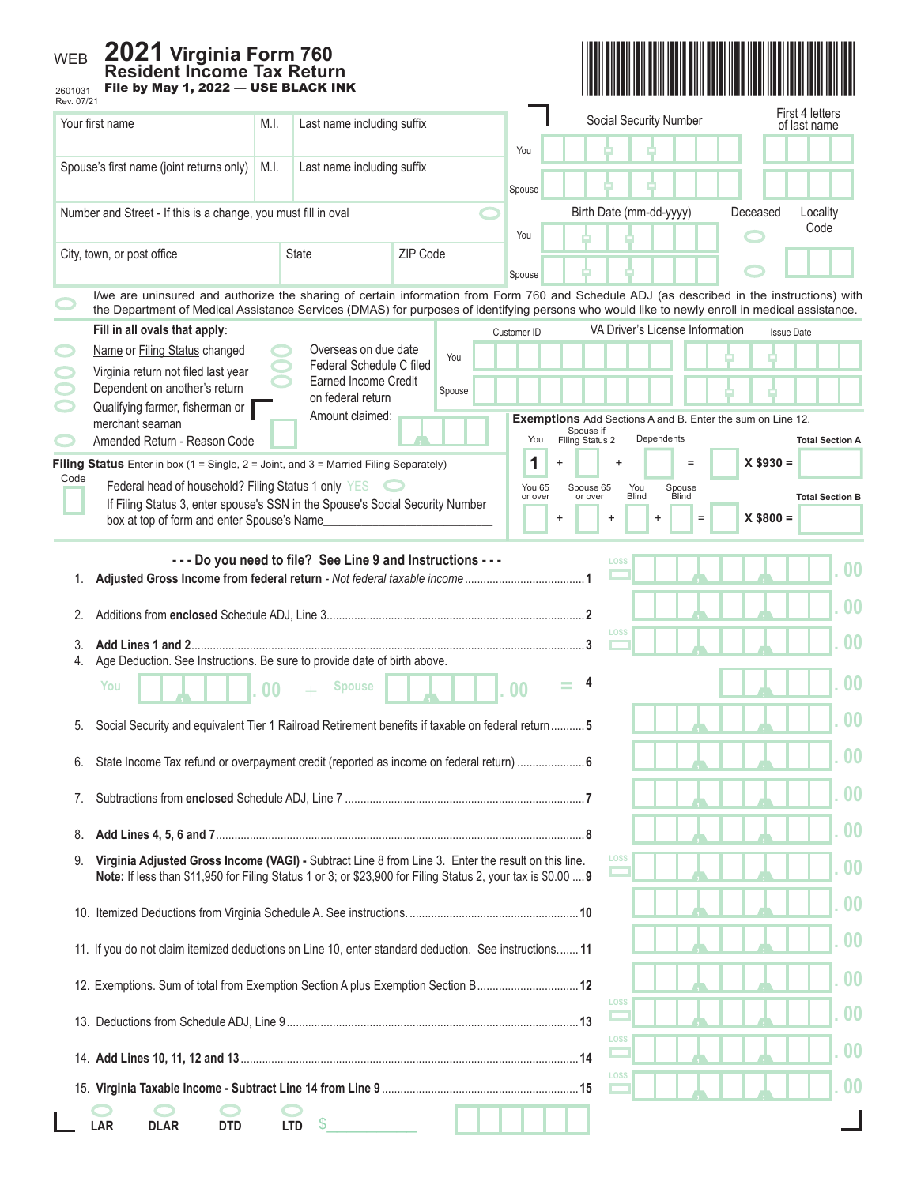WEB **2021 Virginia Form 760**
**Resident Income Tax Return**
**File by May 1, 2022 — USE BLACK INK**

2601031
Rev. 07/21

| Your first name | M.I. | Last name including suffix |
|---|---|---|
| Spouse's first name (joint returns only) | M.I. | Last name including suffix |

Number and Street - If this is a change, you must fill in oval

| City, town, or post office | State | ZIP Code |
|---|---|---|

| | Social Security Number | First 4 letters of last name |
|---|---|---|
| You | | |
| Spouse | | |

| | Birth Date (mm-dd-yyyy) | Deceased | Locality Code |
|---|---|---|---|
| You | | | |
| Spouse | | | |

I/we are uninsured and authorize the sharing of certain information from Form 760 and Schedule ADJ (as described in the instructions) with the Department of Medical Assistance Services (DMAS) for purposes of identifying persons who would like to newly enroll in medical assistance.

**Fill in all ovals that apply:**

- Name or Filing Status changed
- Virginia return not filed last year
- Dependent on another's return
- Qualifying farmer, fisherman or merchant seaman
- Amended Return - Reason Code
- Overseas on due date
- Federal Schedule C filed
- Earned Income Credit on federal return
- Amount claimed:

| | Customer ID | VA Driver's License Information | Issue Date |
|---|---|---|---|
| You | | | |
| Spouse | | | |

**Filing Status** Enter in box (1 = Single, 2 = Joint, and 3 = Married Filing Separately)

Code

Federal head of household? Filing Status 1 only YES

If Filing Status 3, enter spouse's SSN in the Spouse's Social Security Number box at top of form and enter Spouse's Name\_\_\_\_\_\_\_\_\_\_\_\_\_\_\_\_\_\_\_\_\_\_\_\_

**Exemptions** Add Sections A and B. Enter the sum on Line 12.

| You | | Spouse if Filing Status 2 | | Dependents | | | | Total Section A |
|---|---|---|---|---|---|---|---|---|
| 1 | + | | + | | = | | X $930 = | |

| You 65 or over | | Spouse 65 or over | | You Blind | | Spouse Blind | | | | Total Section B |
|---|---|---|---|---|---|---|---|---|---|---|
| | + | | + | | + | | = | | X $800 = | |

**--- Do you need to file? See Line 9 and Instructions ---**

| Line | Description | Amount |
|---|---|---|
| 1. | **Adjusted Gross Income from federal return** - *Not federal taxable income* | .00 |
| 2. | Additions from **enclosed** Schedule ADJ, Line 3 | .00 |
| 3. | **Add Lines 1 and 2** | .00 |
| 4. | Age Deduction. See Instructions. Be sure to provide date of birth above. You \_\_\_\_ .00 + Spouse \_\_\_\_ .00 = | .00 |
| 5. | Social Security and equivalent Tier 1 Railroad Retirement benefits if taxable on federal return | .00 |
| 6. | State Income Tax refund or overpayment credit (reported as income on federal return) | .00 |
| 7. | Subtractions from **enclosed** Schedule ADJ, Line 7 | .00 |
| 8. | **Add Lines 4, 5, 6 and 7** | .00 |
| 9. | **Virginia Adjusted Gross Income (VAGI) -** Subtract Line 8 from Line 3. Enter the result on this line. **Note:** If less than $11,950 for Filing Status 1 or 3; or $23,900 for Filing Status 2, your tax is $0.00 | .00 |
| 10. | Itemized Deductions from Virginia Schedule A. See instructions. | .00 |
| 11. | If you do not claim itemized deductions on Line 10, enter standard deduction. See instructions. | .00 |
| 12. | Exemptions. Sum of total from Exemption Section A plus Exemption Section B | .00 |
| 13. | Deductions from Schedule ADJ, Line 9 | .00 |
| 14. | **Add Lines 10, 11, 12 and 13** | .00 |
| 15. | **Virginia Taxable Income - Subtract Line 14 from Line 9** | .00 |

LAR DLAR DTD LTD $\_\_\_\_\_\_\_\_\_\_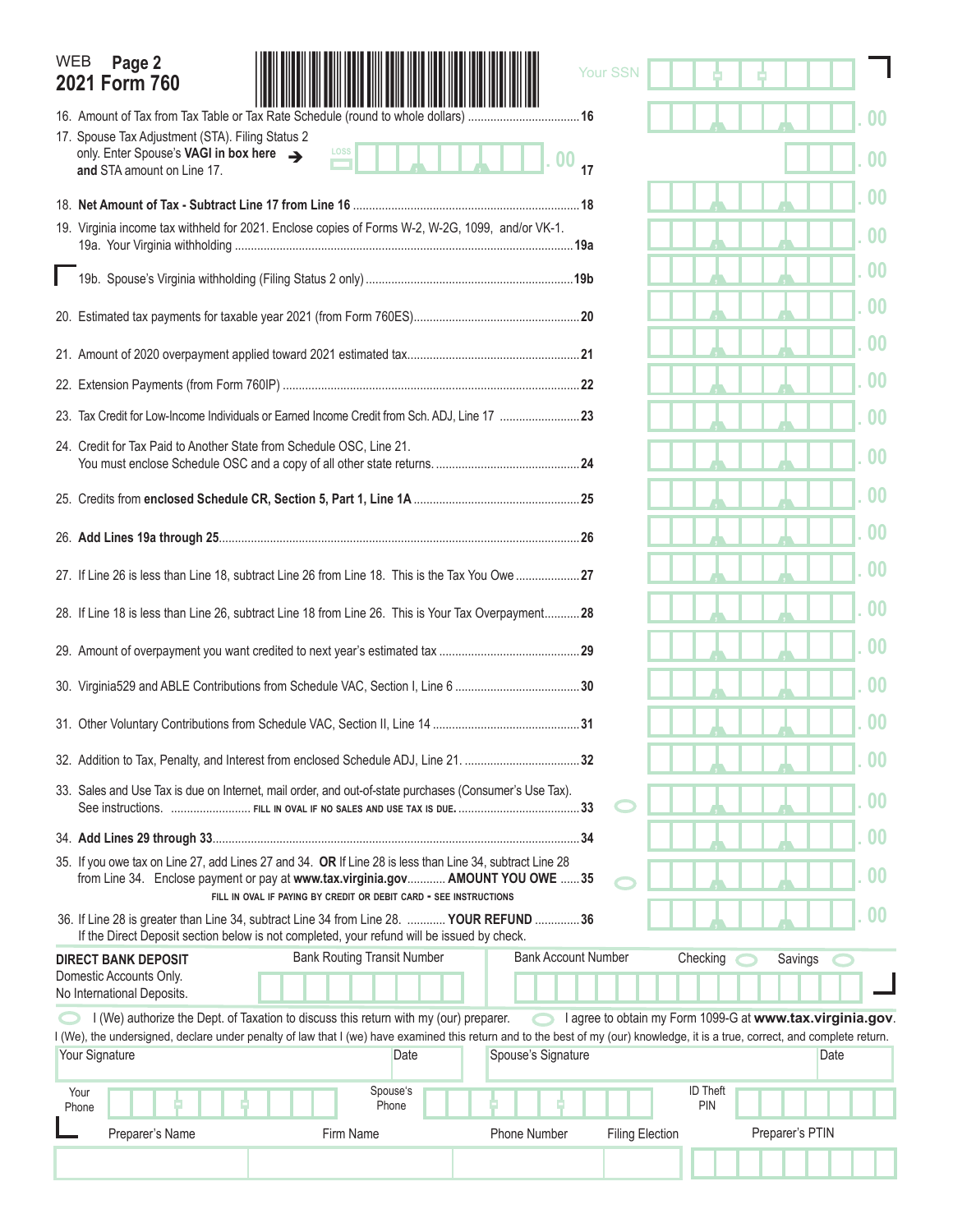WEB **Page 2**
**2021 Form 760**

Your SSN

16. Amount of Tax from Tax Table or Tax Rate Schedule (round to whole dollars) .................................... 16 .00

17. Spouse Tax Adjustment (STA). Filing Status 2 only. Enter Spouse's **VAGI in box here** ➔ LOSS .00 **and** STA amount on Line 17. 17 .00

18. **Net Amount of Tax - Subtract Line 17 from Line 16** ....................................................................... 18 .00

19. Virginia income tax withheld for 2021. Enclose copies of Forms W-2, W-2G, 1099, and/or VK-1.
 19a. Your Virginia withholding .......................................................................................................... 19a .00

 19b. Spouse's Virginia withholding (Filing Status 2 only) ................................................................. 19b .00

20. Estimated tax payments for taxable year 2021 (from Form 760ES).................................................... 20 .00

21. Amount of 2020 overpayment applied toward 2021 estimated tax...................................................... 21 .00

22. Extension Payments (from Form 760IP) ............................................................................................. 22 .00

23. Tax Credit for Low-Income Individuals or Earned Income Credit from Sch. ADJ, Line 17 ......................... 23 .00

24. Credit for Tax Paid to Another State from Schedule OSC, Line 21.
 You must enclose Schedule OSC and a copy of all other state returns. ............................................. 24 .00

25. Credits from **enclosed Schedule CR, Section 5, Part 1, Line 1A** .................................................... 25 .00

26. **Add Lines 19a through 25**................................................................................................................. 26 .00

27. If Line 26 is less than Line 18, subtract Line 26 from Line 18. This is the Tax You Owe .................... 27 .00

28. If Line 18 is less than Line 26, subtract Line 18 from Line 26. This is Your Tax Overpayment........... 28 .00

29. Amount of overpayment you want credited to next year's estimated tax ............................................ 29 .00

30. Virginia529 and ABLE Contributions from Schedule VAC, Section I, Line 6 ....................................... 30 .00

31. Other Voluntary Contributions from Schedule VAC, Section II, Line 14 .............................................. 31 .00

32. Addition to Tax, Penalty, and Interest from enclosed Schedule ADJ, Line 21. .................................... 32 .00

33. Sales and Use Tax is due on Internet, mail order, and out-of-state purchases (Consumer's Use Tax).
 See instructions. ......................... FILL IN OVAL IF NO SALES AND USE TAX IS DUE. ...................................... 33 .00

34. **Add Lines 29 through 33**................................................................................................................... 34 .00

35. If you owe tax on Line 27, add Lines 27 and 34. **OR** If Line 28 is less than Line 34, subtract Line 28 from Line 34. Enclose payment or pay at **www.tax.virginia.gov**............ **AMOUNT YOU OWE** ...... 35 .00
 FILL IN OVAL IF PAYING BY CREDIT OR DEBIT CARD - SEE INSTRUCTIONS

36. If Line 28 is greater than Line 34, subtract Line 34 from Line 28. ............ **YOUR REFUND** .............. 36 .00
 If the Direct Deposit section below is not completed, your refund will be issued by check.

**DIRECT BANK DEPOSIT**
Domestic Accounts Only.
No International Deposits.

Bank Routing Transit Number | Bank Account Number | Checking | Savings

I (We) authorize the Dept. of Taxation to discuss this return with my (our) preparer.

I agree to obtain my Form 1099-G at **www.tax.virginia.gov**.

I (We), the undersigned, declare under penalty of law that I (we) have examined this return and to the best of my (our) knowledge, it is a true, correct, and complete return.

| Your Signature | Date | Spouse's Signature | Date |
|---|---|---|---|
| | | | |

Your Phone | Spouse's Phone | ID Theft PIN

| Preparer's Name | Firm Name | Phone Number | Filing Election | Preparer's PTIN |
|---|---|---|---|---|
| | | | | |